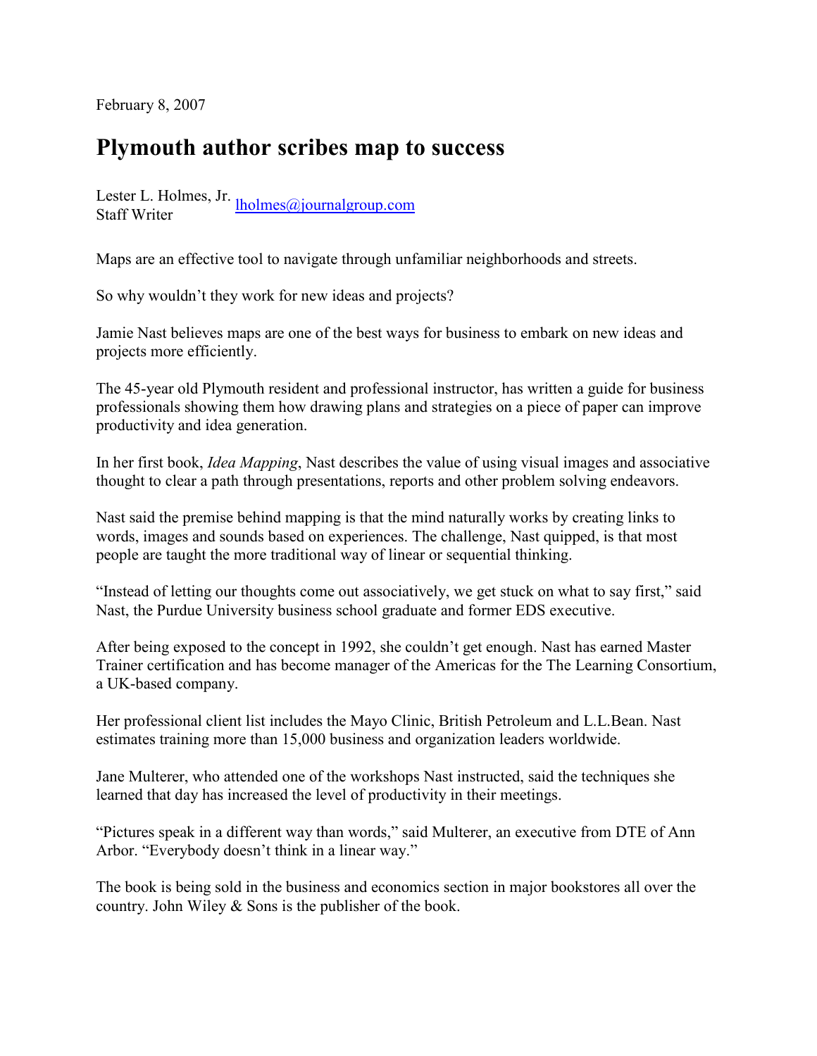February 8, 2007

# Plymouth author scribes map to success

Lester L. Holmes, Jr.
Staff Writer
lholmes@journalgroup.com

Maps are an effective tool to navigate through unfamiliar neighborhoods and streets.

So why wouldn't they work for new ideas and projects?

Jamie Nast believes maps are one of the best ways for business to embark on new ideas and projects more efficiently.

The 45-year old Plymouth resident and professional instructor, has written a guide for business professionals showing them how drawing plans and strategies on a piece of paper can improve productivity and idea generation.

In her first book, *Idea Mapping*, Nast describes the value of using visual images and associative thought to clear a path through presentations, reports and other problem solving endeavors.

Nast said the premise behind mapping is that the mind naturally works by creating links to words, images and sounds based on experiences. The challenge, Nast quipped, is that most people are taught the more traditional way of linear or sequential thinking.

"Instead of letting our thoughts come out associatively, we get stuck on what to say first," said Nast, the Purdue University business school graduate and former EDS executive.

After being exposed to the concept in 1992, she couldn't get enough. Nast has earned Master Trainer certification and has become manager of the Americas for the The Learning Consortium, a UK-based company.

Her professional client list includes the Mayo Clinic, British Petroleum and L.L.Bean. Nast estimates training more than 15,000 business and organization leaders worldwide.

Jane Multerer, who attended one of the workshops Nast instructed, said the techniques she learned that day has increased the level of productivity in their meetings.

"Pictures speak in a different way than words," said Multerer, an executive from DTE of Ann Arbor. "Everybody doesn't think in a linear way."

The book is being sold in the business and economics section in major bookstores all over the country. John Wiley & Sons is the publisher of the book.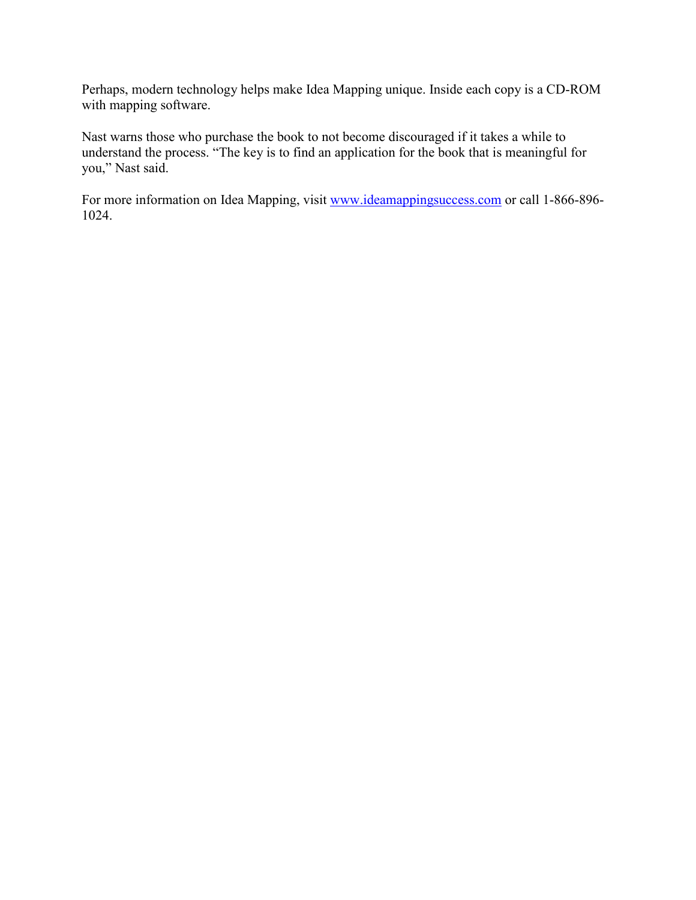Perhaps, modern technology helps make Idea Mapping unique. Inside each copy is a CD-ROM with mapping software.

Nast warns those who purchase the book to not become discouraged if it takes a while to understand the process. "The key is to find an application for the book that is meaningful for you," Nast said.

For more information on Idea Mapping, visit [www.ideamappingsuccess.com](http://www.ideamappingsuccess.com) or call 1-866-896-1024.